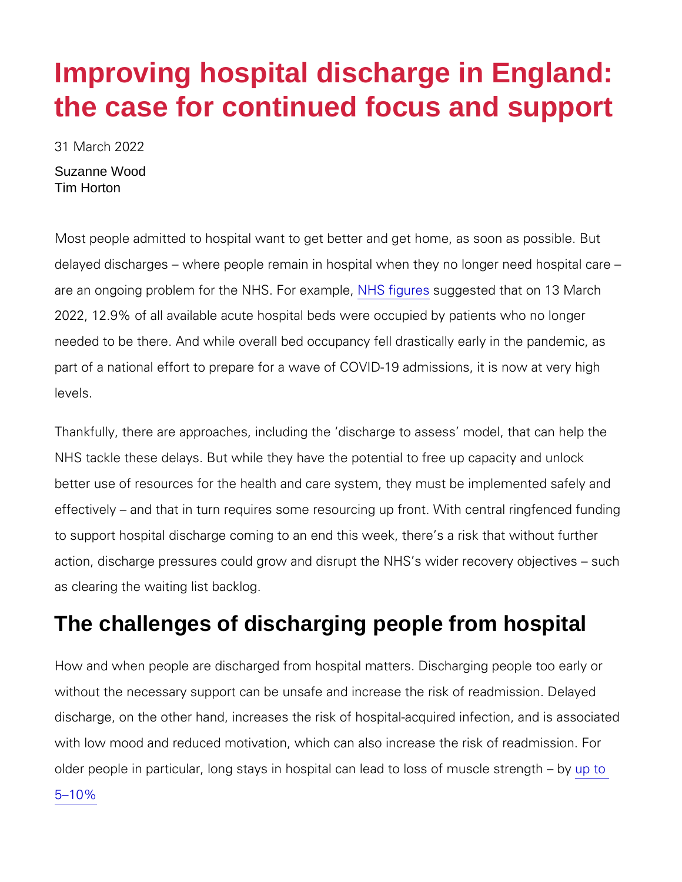# Improving hospital discharge in England: the case for continued focus and support

31 March 2022

Suzanne Wood
Tim Horton

Most people admitted to hospital want to get better and get home, as soon as possible. But delayed discharges – where people remain in hospital when they no longer need hospital care – are an ongoing problem for the NHS. For example, NHS figures suggested that on 13 March 2022, 12.9% of all available acute hospital beds were occupied by patients who no longer needed to be there. And while overall bed occupancy fell drastically early in the pandemic, as part of a national effort to prepare for a wave of COVID-19 admissions, it is now at very high levels.

Thankfully, there are approaches, including the 'discharge to assess' model, that can help the NHS tackle these delays. But while they have the potential to free up capacity and unlock better use of resources for the health and care system, they must be implemented safely and effectively – and that in turn requires some resourcing up front. With central ringfenced funding to support hospital discharge coming to an end this week, there's a risk that without further action, discharge pressures could grow and disrupt the NHS's wider recovery objectives – such as clearing the waiting list backlog.

## The challenges of discharging people from hospital

How and when people are discharged from hospital matters. Discharging people too early or without the necessary support can be unsafe and increase the risk of readmission. Delayed discharge, on the other hand, increases the risk of hospital-acquired infection, and is associated with low mood and reduced motivation, which can also increase the risk of readmission. For older people in particular, long stays in hospital can lead to loss of muscle strength – by up to 5–10%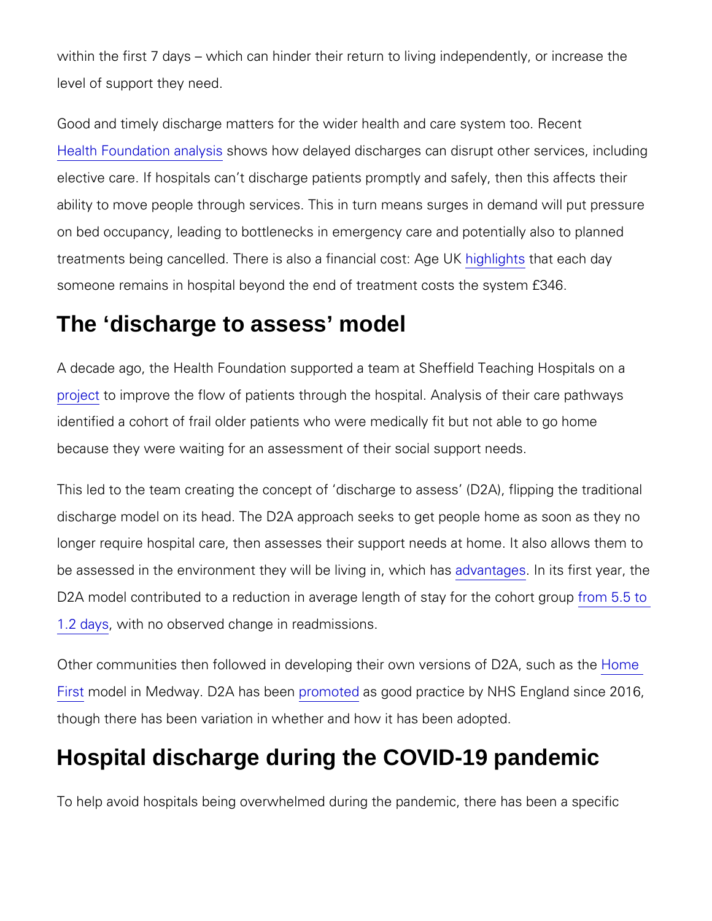within the first 7 days – which can hinder their return to living independently, or increase the level of support they need.

Good and timely discharge matters for the wider health and care system too. Recent Health Foundation analysis shows how delayed discharges can disrupt other services, including elective care. If hospitals can't discharge patients promptly and safely, then this affects their ability to move people through services. This in turn means surges in demand will put pressure on bed occupancy, leading to bottlenecks in emergency care and potentially also to planned treatments being cancelled. There is also a financial cost: Age UK highlights that each day someone remains in hospital beyond the end of treatment costs the system £346.

## The 'discharge to assess' model

A decade ago, the Health Foundation supported a team at Sheffield Teaching Hospitals on a project to improve the flow of patients through the hospital. Analysis of their care pathways identified a cohort of frail older patients who were medically fit but not able to go home because they were waiting for an assessment of their social support needs.

This led to the team creating the concept of 'discharge to assess' (D2A), flipping the traditional discharge model on its head. The D2A approach seeks to get people home as soon as they no longer require hospital care, then assesses their support needs at home. It also allows them to be assessed in the environment they will be living in, which has advantages. In its first year, the D2A model contributed to a reduction in average length of stay for the cohort group from 5.5 to 1.2 days, with no observed change in readmissions.

Other communities then followed in developing their own versions of D2A, such as the Home First model in Medway. D2A has been promoted as good practice by NHS England since 2016, though there has been variation in whether and how it has been adopted.

## Hospital discharge during the COVID-19 pandemic

To help avoid hospitals being overwhelmed during the pandemic, there has been a specific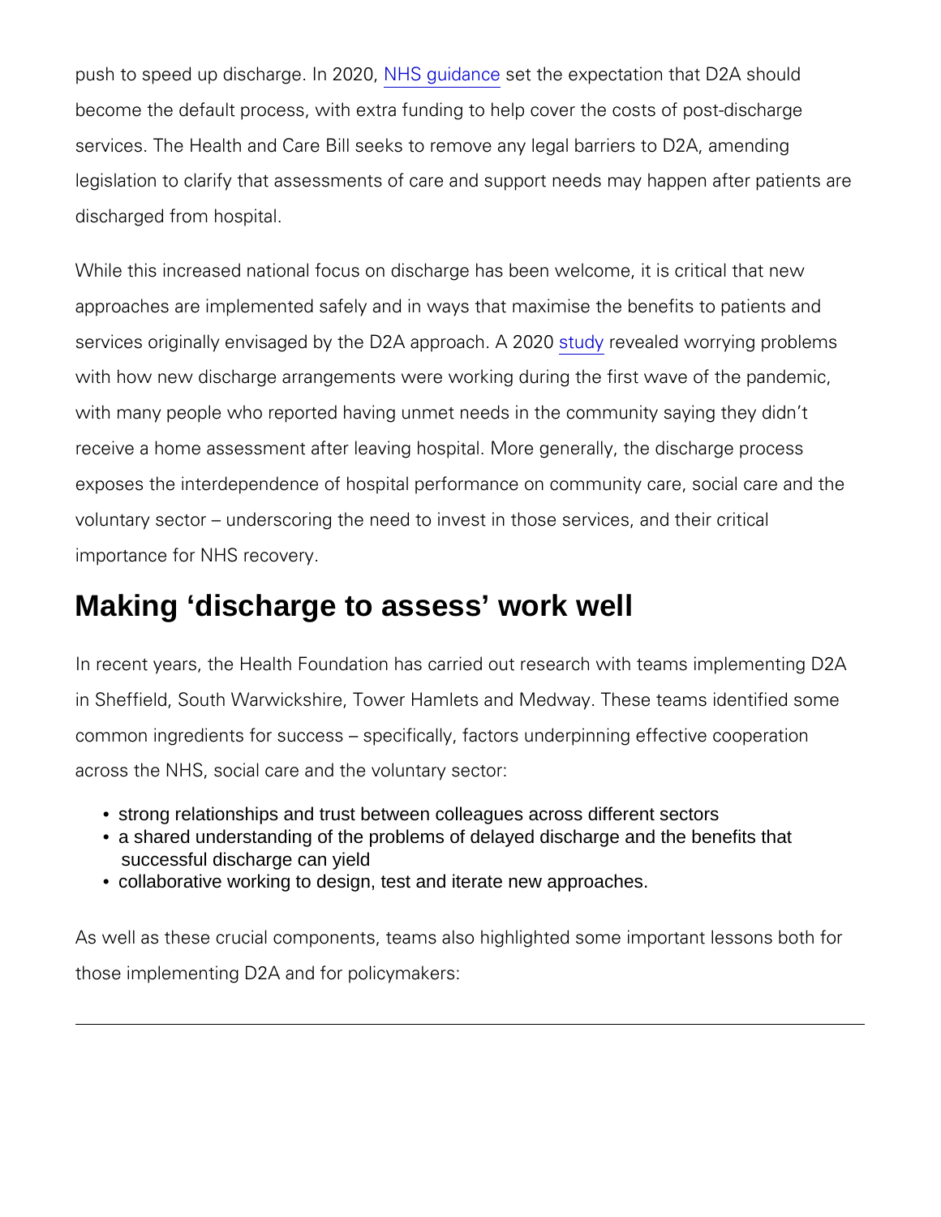push to speed up discharge. In 2020, NHS guidance set the expectation that D2A should become the default process, with extra funding to help cover the costs of post-discharge services. The Health and Care Bill seeks to remove any legal barriers to D2A, amending legislation to clarify that assessments of care and support needs may happen after patients are discharged from hospital.

While this increased national focus on discharge has been welcome, it is critical that new approaches are implemented safely and in ways that maximise the benefits to patients and services originally envisaged by the D2A approach. A 2020 study revealed worrying problems with how new discharge arrangements were working during the first wave of the pandemic, with many people who reported having unmet needs in the community saying they didn't receive a home assessment after leaving hospital. More generally, the discharge process exposes the interdependence of hospital performance on community care, social care and the voluntary sector – underscoring the need to invest in those services, and their critical importance for NHS recovery.

## Making 'discharge to assess' work well

In recent years, the Health Foundation has carried out research with teams implementing D2A in Sheffield, South Warwickshire, Tower Hamlets and Medway. These teams identified some common ingredients for success – specifically, factors underpinning effective cooperation across the NHS, social care and the voluntary sector:

- strong relationships and trust between colleagues across different sectors
- a shared understanding of the problems of delayed discharge and the benefits that successful discharge can yield
- collaborative working to design, test and iterate new approaches.

As well as these crucial components, teams also highlighted some important lessons both for those implementing D2A and for policymakers:

---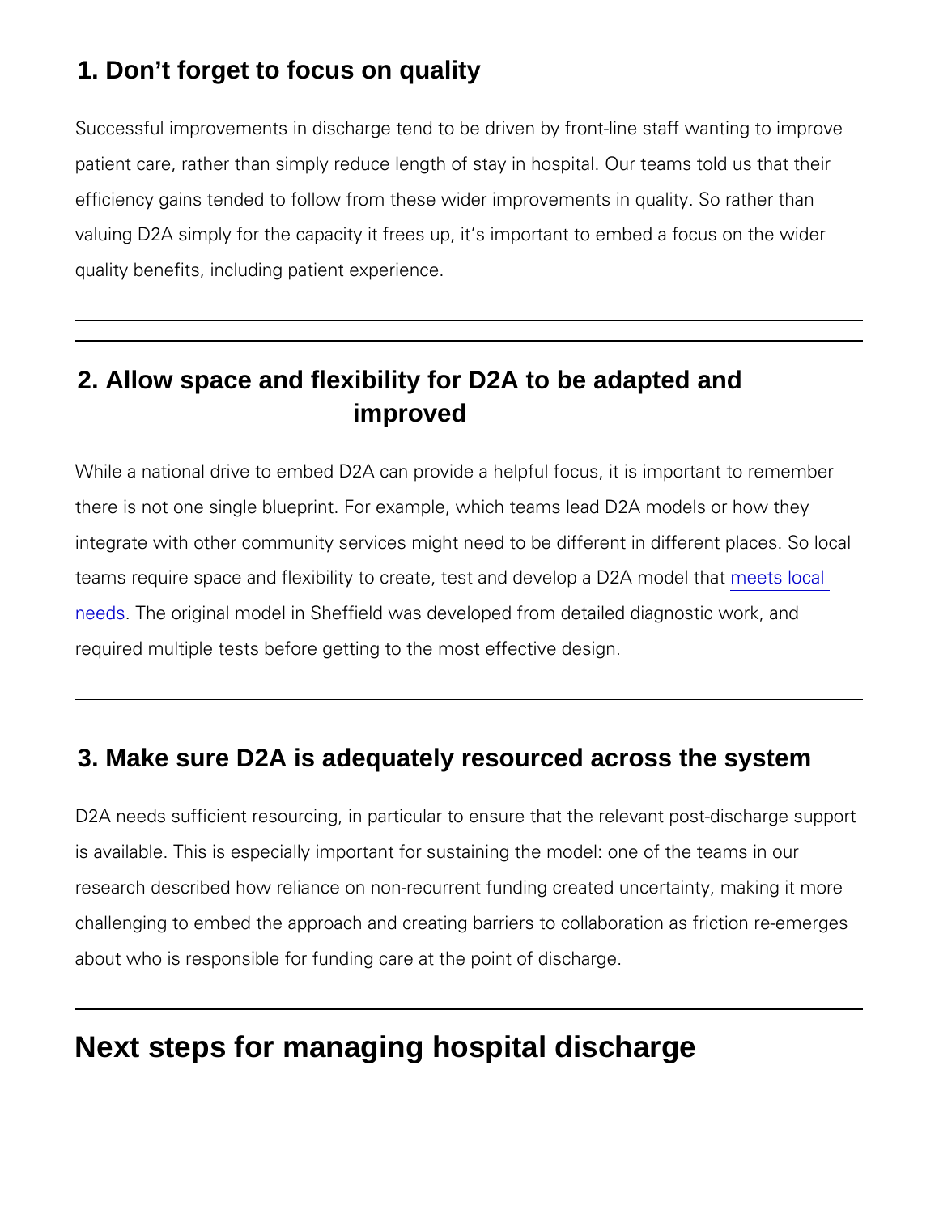### 1. Don’t forget to focus on quality

Successful improvements in discharge tend to be driven by front-line staff wanting to improve patient care, rather than simply reduce length of stay in hospital. Our teams told us that their efficiency gains tended to follow from these wider improvements in quality. So rather than valuing D2A simply for the capacity it frees up, it’s important to embed a focus on the wider quality benefits, including patient experience.

---

### 2. Allow space and flexibility for D2A to be adapted and improved

While a national drive to embed D2A can provide a helpful focus, it is important to remember there is not one single blueprint. For example, which teams lead D2A models or how they integrate with other community services might need to be different in different places. So local teams require space and flexibility to create, test and develop a D2A model that meets local needs. The original model in Sheffield was developed from detailed diagnostic work, and required multiple tests before getting to the most effective design.

---

### 3. Make sure D2A is adequately resourced across the system

D2A needs sufficient resourcing, in particular to ensure that the relevant post-discharge support is available. This is especially important for sustaining the model: one of the teams in our research described how reliance on non-recurrent funding created uncertainty, making it more challenging to embed the approach and creating barriers to collaboration as friction re-emerges about who is responsible for funding care at the point of discharge.

---

## Next steps for managing hospital discharge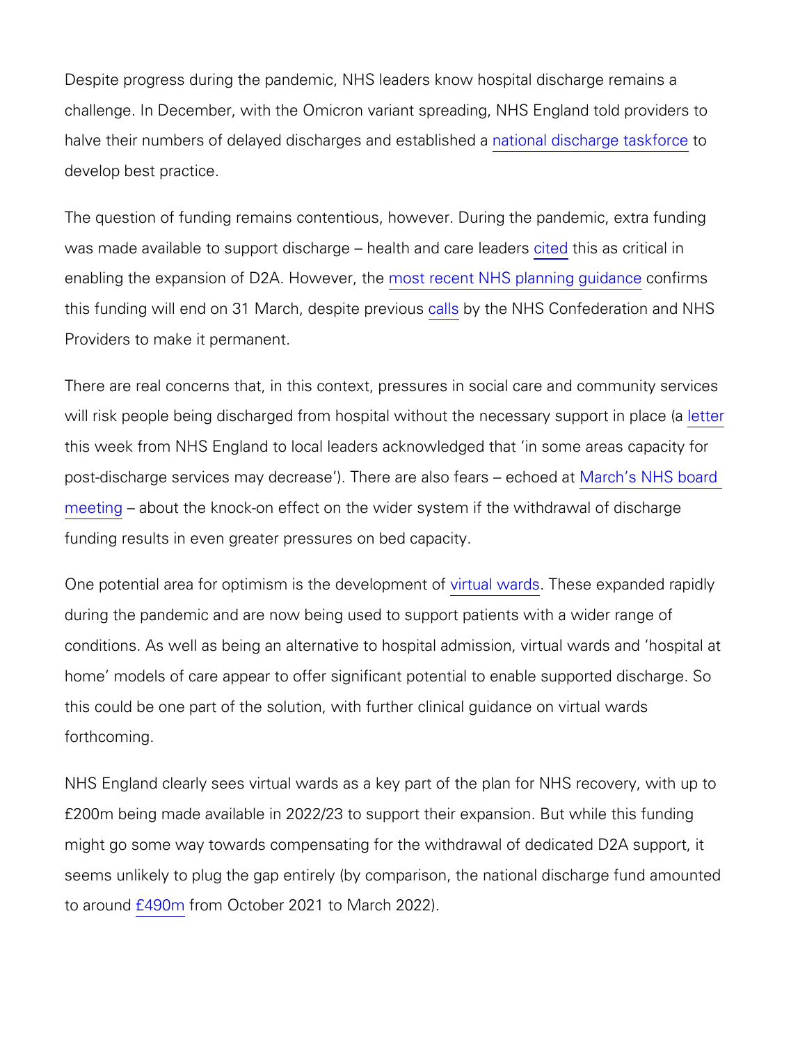Despite progress during the pandemic, NHS leaders know hospital discharge remains a challenge. In December, with the Omicron variant spreading, NHS England told providers to halve their numbers of delayed discharges and established a national discharge taskforce to develop best practice.

The question of funding remains contentious, however. During the pandemic, extra funding was made available to support discharge – health and care leaders cited this as critical in enabling the expansion of D2A. However, the most recent NHS planning guidance confirms this funding will end on 31 March, despite previous calls by the NHS Confederation and NHS Providers to make it permanent.

There are real concerns that, in this context, pressures in social care and community services will risk people being discharged from hospital without the necessary support in place (a letter this week from NHS England to local leaders acknowledged that 'in some areas capacity for post-discharge services may decrease'). There are also fears – echoed at March's NHS board meeting – about the knock-on effect on the wider system if the withdrawal of discharge funding results in even greater pressures on bed capacity.

One potential area for optimism is the development of virtual wards. These expanded rapidly during the pandemic and are now being used to support patients with a wider range of conditions. As well as being an alternative to hospital admission, virtual wards and 'hospital at home' models of care appear to offer significant potential to enable supported discharge. So this could be one part of the solution, with further clinical guidance on virtual wards forthcoming.

NHS England clearly sees virtual wards as a key part of the plan for NHS recovery, with up to £200m being made available in 2022/23 to support their expansion. But while this funding might go some way towards compensating for the withdrawal of dedicated D2A support, it seems unlikely to plug the gap entirely (by comparison, the national discharge fund amounted to around £490m from October 2021 to March 2022).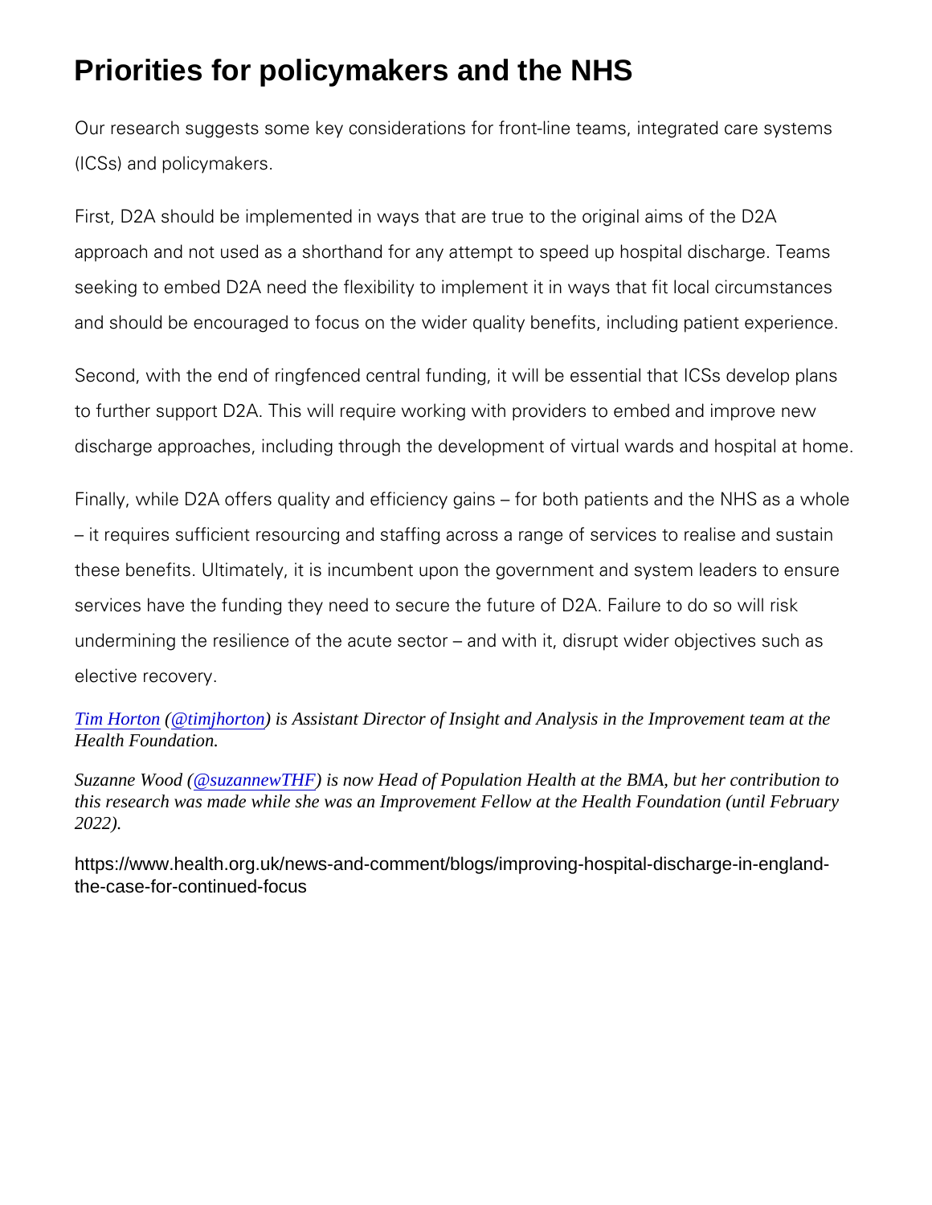# Priorities for policymakers and the NHS

Our research suggests some key considerations for front-line teams, integrated care systems (ICSs) and policymakers.

First, D2A should be implemented in ways that are true to the original aims of the D2A approach and not used as a shorthand for any attempt to speed up hospital discharge. Teams seeking to embed D2A need the flexibility to implement it in ways that fit local circumstances and should be encouraged to focus on the wider quality benefits, including patient experience.

Second, with the end of ringfenced central funding, it will be essential that ICSs develop plans to further support D2A. This will require working with providers to embed and improve new discharge approaches, including through the development of virtual wards and hospital at home.

Finally, while D2A offers quality and efficiency gains – for both patients and the NHS as a whole – it requires sufficient resourcing and staffing across a range of services to realise and sustain these benefits. Ultimately, it is incumbent upon the government and system leaders to ensure services have the funding they need to secure the future of D2A. Failure to do so will risk undermining the resilience of the acute sector – and with it, disrupt wider objectives such as elective recovery.

*Tim Horton (@timjhorton) is Assistant Director of Insight and Analysis in the Improvement team at the Health Foundation.*

*Suzanne Wood (@suzannewTHF) is now Head of Population Health at the BMA, but her contribution to this research was made while she was an Improvement Fellow at the Health Foundation (until February 2022).*

https://www.health.org.uk/news-and-comment/blogs/improving-hospital-discharge-in-england-the-case-for-continued-focus